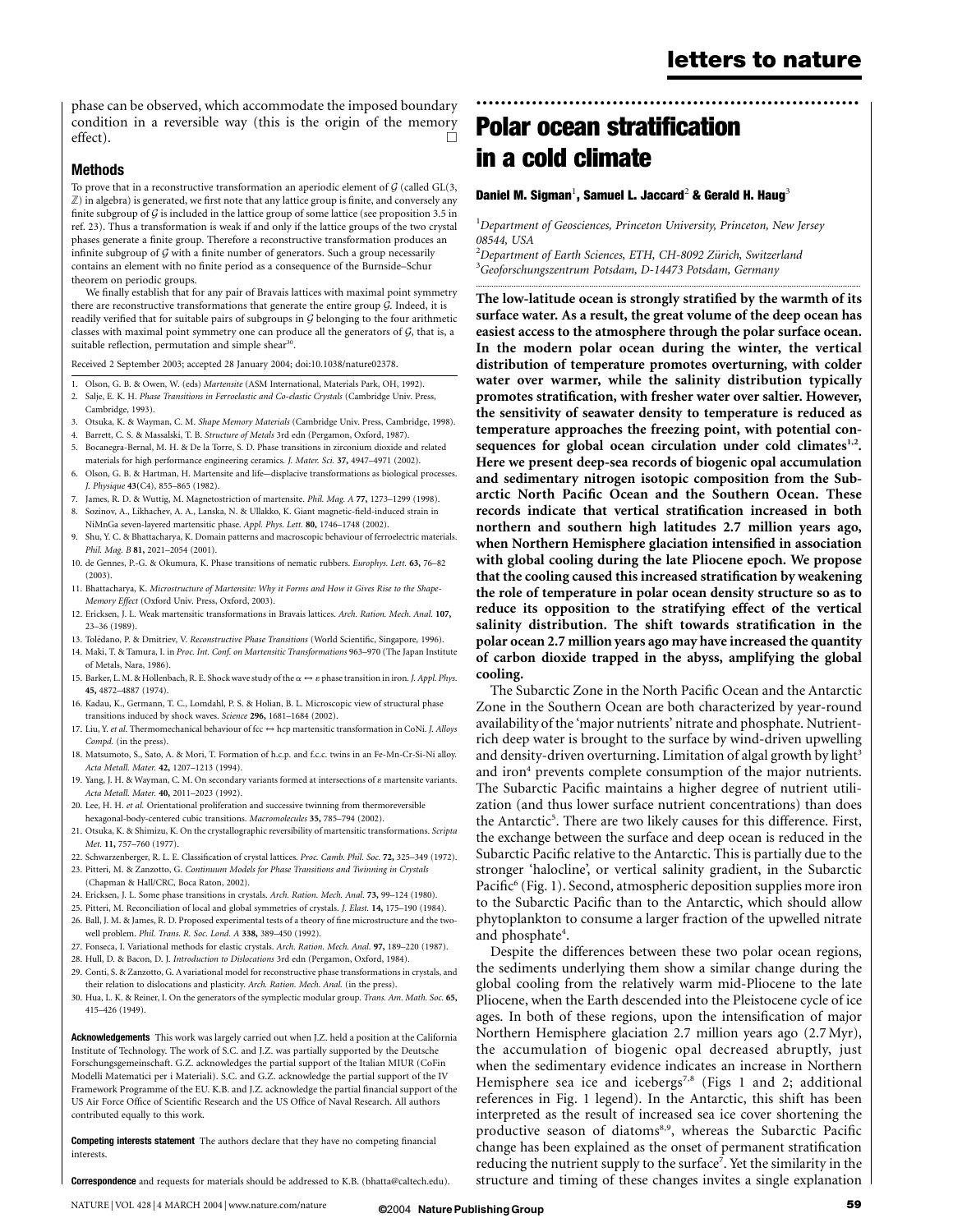phase can be observed, which accommodate the imposed boundary condition in a reversible way (this is the origin of the memory effect). □

## Methods

To prove that in a reconstructive transformation an aperiodic element of $\mathcal{G}$ (called GL(3, $\mathbb{Z}$) in algebra) is generated, we first note that any lattice group is finite, and conversely any finite subgroup of $\mathcal{G}$ is included in the lattice group of some lattice (see proposition 3.5 in ref. 23). Thus a transformation is weak if and only if the lattice groups of the two crystal phases generate a finite group. Therefore a reconstructive transformation produces an infinite subgroup of $\mathcal{G}$ with a finite number of generators. Such a group necessarily contains an element with no finite period as a consequence of the Burnside–Schur theorem on periodic groups.

We finally establish that for any pair of Bravais lattices with maximal point symmetry there are reconstructive transformations that generate the entire group $\mathcal{G}$. Indeed, it is readily verified that for suitable pairs of subgroups in $\mathcal{G}$ belonging to the four arithmetic classes with maximal point symmetry one can produce all the generators of $\mathcal{G}$, that is, a suitable reflection, permutation and simple shear[30].

Received 2 September 2003; accepted 28 January 2004; doi:10.1038/nature02378.

1. Olson, G. B. & Owen, W. (eds) *Martensite* (ASM International, Materials Park, OH, 1992).
2. Salje, E. K. H. *Phase Transitions in Ferroelastic and Co-elastic Crystals* (Cambridge Univ. Press, Cambridge, 1993).
3. Otsuka, K. & Wayman, C. M. *Shape Memory Materials* (Cambridge Univ. Press, Cambridge, 1998).
4. Barrett, C. S. & Massalski, T. B. *Structure of Metals* 3rd edn (Pergamon, Oxford, 1987).
5. Bocanegra-Bernal, M. H. & De la Torre, S. D. Phase transitions in zirconium dioxide and related materials for high performance engineering ceramics. *J. Mater. Sci.* **37,** 4947–4971 (2002).
6. Olson, G. B. & Hartman, H. Martensite and life—displacive transformations as biological processes. *J. Physique* **43**(C4), 855–865 (1982).
7. James, R. D. & Wuttig, M. Magnetostriction of martensite. *Phil. Mag. A* **77,** 1273–1299 (1998).
8. Sozinov, A., Likhachev, A. A., Lanska, N. & Ullakko, K. Giant magnetic-field-induced strain in NiMnGa seven-layered martensitic phase. *Appl. Phys. Lett.* **80,** 1746–1748 (2002).
9. Shu, Y. C. & Bhattacharya, K. Domain patterns and macroscopic behaviour of ferroelectric materials. *Phil. Mag. B* **81,** 2021–2054 (2001).
10. de Gennes, P.-G. & Okumura, K. Phase transitions of nematic rubbers. *Europhys. Lett.* **63,** 76–82 (2003).
11. Bhattacharya, K. *Microstructure of Martensite: Why it Forms and How it Gives Rise to the Shape-Memory Effect* (Oxford Univ. Press, Oxford, 2003).
12. Ericksen, J. L. Weak martensitic transformations in Bravais lattices. *Arch. Ration. Mech. Anal.* **107,** 23–36 (1989).
13. Tolédano, P. & Dmitriev, V. *Reconstructive Phase Transitions* (World Scientific, Singapore, 1996).
14. Maki, T. & Tamura, I. in *Proc. Int. Conf. on Martensitic Transformations* 963–970 (The Japan Institute of Metals, Nara, 1986).
15. Barker, L. M. & Hollenbach, R. E. Shock wave study of the $\alpha \leftrightarrow \varepsilon$ phase transition in iron. *J. Appl. Phys.* **45,** 4872–4887 (1974).
16. Kadau, K., Germann, T. C., Lomdahl, P. S. & Holian, B. L. Microscopic view of structural phase transitions induced by shock waves. *Science* **296,** 1681–1684 (2002).
17. Liu, Y. *et al.* Thermomechanical behaviour of fcc ↔ hcp martensitic transformation in CoNi. *J. Alloys Compd.* (in the press).
18. Matsumoto, S., Sato, A. & Mori, T. Formation of h.c.p. and f.c.c. twins in an Fe-Mn-Cr-Si-Ni alloy. *Acta Metall. Mater.* **42,** 1207–1213 (1994).
19. Yang, J. H. & Wayman, C. M. On secondary variants formed at intersections of $\varepsilon$ martensite variants. *Acta Metall. Mater.* **40,** 2011–2023 (1992).
20. Lee, H. H. *et al.* Orientational proliferation and successive twinning from thermoreversible hexagonal-body-centered cubic transitions. *Macromolecules* **35,** 785–794 (2002).
21. Otsuka, K. & Shimizu, K. On the crystallographic reversibility of martensitic transformations. *Scripta Met.* **11,** 757–760 (1977).
22. Schwarzenberger, R. L. E. Classification of crystal lattices. *Proc. Camb. Phil. Soc.* **72,** 325–349 (1972).
23. Pitteri, M. & Zanzotto, G. *Continuum Models for Phase Transitions and Twinning in Crystals* (Chapman & Hall/CRC, Boca Raton, 2002).
24. Ericksen, J. L. Some phase transitions in crystals. *Arch. Ration. Mech. Anal.* **73,** 99–124 (1980).
25. Pitteri, M. Reconciliation of local and global symmetries of crystals. *J. Elast.* **14,** 175–190 (1984).
26. Ball, J. M. & James, R. D. Proposed experimental tests of a theory of fine microstructure and the two-well problem. *Phil. Trans. R. Soc. Lond. A* **338,** 389–450 (1992).
27. Fonseca, I. Variational methods for elastic crystals. *Arch. Ration. Mech. Anal.* **97,** 189–220 (1987).
28. Hull, D. & Bacon, D. J. *Introduction to Dislocations* 3rd edn (Pergamon, Oxford, 1984).
29. Conti, S. & Zanzotto, G. A variational model for reconstructive phase transformations in crystals, and their relation to dislocations and plasticity. *Arch. Ration. Mech. Anal.* (in the press).
30. Hua, L. K. & Reiner, I. On the generators of the symplectic modular group. *Trans. Am. Math. Soc.* **65,** 415–426 (1949).

**Acknowledgements** This work was largely carried out when J.Z. held a position at the California Institute of Technology. The work of S.C. and J.Z. was partially supported by the Deutsche Forschungsgemeinschaft. G.Z. acknowledges the partial support of the Italian MIUR (CoFin Modelli Matematici per i Materiali). S.C. and G.Z. acknowledge the partial support of the IV Framework Programme of the EU. K.B. and J.Z. acknowledge the partial financial support of the US Air Force Office of Scientific Research and the US Office of Naval Research. All authors contributed equally to this work.

**Competing interests statement** The authors declare that they have no competing financial interests.

**Correspondence** and requests for materials should be addressed to K.B. (bhatta@caltech.edu).

# Polar ocean stratification in a cold climate

**Daniel M. Sigman[1], Samuel L. Jaccard[2] & Gerald H. Haug[3]**

[1]*Department of Geosciences, Princeton University, Princeton, New Jersey 08544, USA*
[2]*Department of Earth Sciences, ETH, CH-8092 Zürich, Switzerland*
[3]*Geoforschungszentrum Potsdam, D-14473 Potsdam, Germany*

**The low-latitude ocean is strongly stratified by the warmth of its surface water. As a result, the great volume of the deep ocean has easiest access to the atmosphere through the polar surface ocean. In the modern polar ocean during the winter, the vertical distribution of temperature promotes overturning, with colder water over warmer, while the salinity distribution typically promotes stratification, with fresher water over saltier. However, the sensitivity of seawater density to temperature is reduced as temperature approaches the freezing point, with potential consequences for global ocean circulation under cold climates[1,2]. Here we present deep-sea records of biogenic opal accumulation and sedimentary nitrogen isotopic composition from the Subarctic North Pacific Ocean and the Southern Ocean. These records indicate that vertical stratification increased in both northern and southern high latitudes 2.7 million years ago, when Northern Hemisphere glaciation intensified in association with global cooling during the late Pliocene epoch. We propose that the cooling caused this increased stratification by weakening the role of temperature in polar ocean density structure so as to reduce its opposition to the stratifying effect of the vertical salinity distribution. The shift towards stratification in the polar ocean 2.7 million years ago may have increased the quantity of carbon dioxide trapped in the abyss, amplifying the global cooling.**

The Subarctic Zone in the North Pacific Ocean and the Antarctic Zone in the Southern Ocean are both characterized by year-round availability of the 'major nutrients' nitrate and phosphate. Nutrient-rich deep water is brought to the surface by wind-driven upwelling and density-driven overturning. Limitation of algal growth by light[3] and iron[4] prevents complete consumption of the major nutrients. The Subarctic Pacific maintains a higher degree of nutrient utilization (and thus lower surface nutrient concentrations) than does the Antarctic[5]. There are two likely causes for this difference. First, the exchange between the surface and deep ocean is reduced in the Subarctic Pacific relative to the Antarctic. This is partially due to the stronger 'halocline', or vertical salinity gradient, in the Subarctic Pacific[6] (Fig. 1). Second, atmospheric deposition supplies more iron to the Subarctic Pacific than to the Antarctic, which should allow phytoplankton to consume a larger fraction of the upwelled nitrate and phosphate[4].

Despite the differences between these two polar ocean regions, the sediments underlying them show a similar change during the global cooling from the relatively warm mid-Pliocene to the late Pliocene, when the Earth descended into the Pleistocene cycle of ice ages. In both of these regions, upon the intensification of major Northern Hemisphere glaciation 2.7 million years ago (2.7 Myr), the accumulation of biogenic opal decreased abruptly, just when the sedimentary evidence indicates an increase in Northern Hemisphere sea ice and icebergs[7,8] (Figs 1 and 2; additional references in Fig. 1 legend). In the Antarctic, this shift has been interpreted as the result of increased sea ice cover shortening the productive season of diatoms[8,9], whereas the Subarctic Pacific change has been explained as the onset of permanent stratification reducing the nutrient supply to the surface[7]. Yet the similarity in the structure and timing of these changes invites a single explanation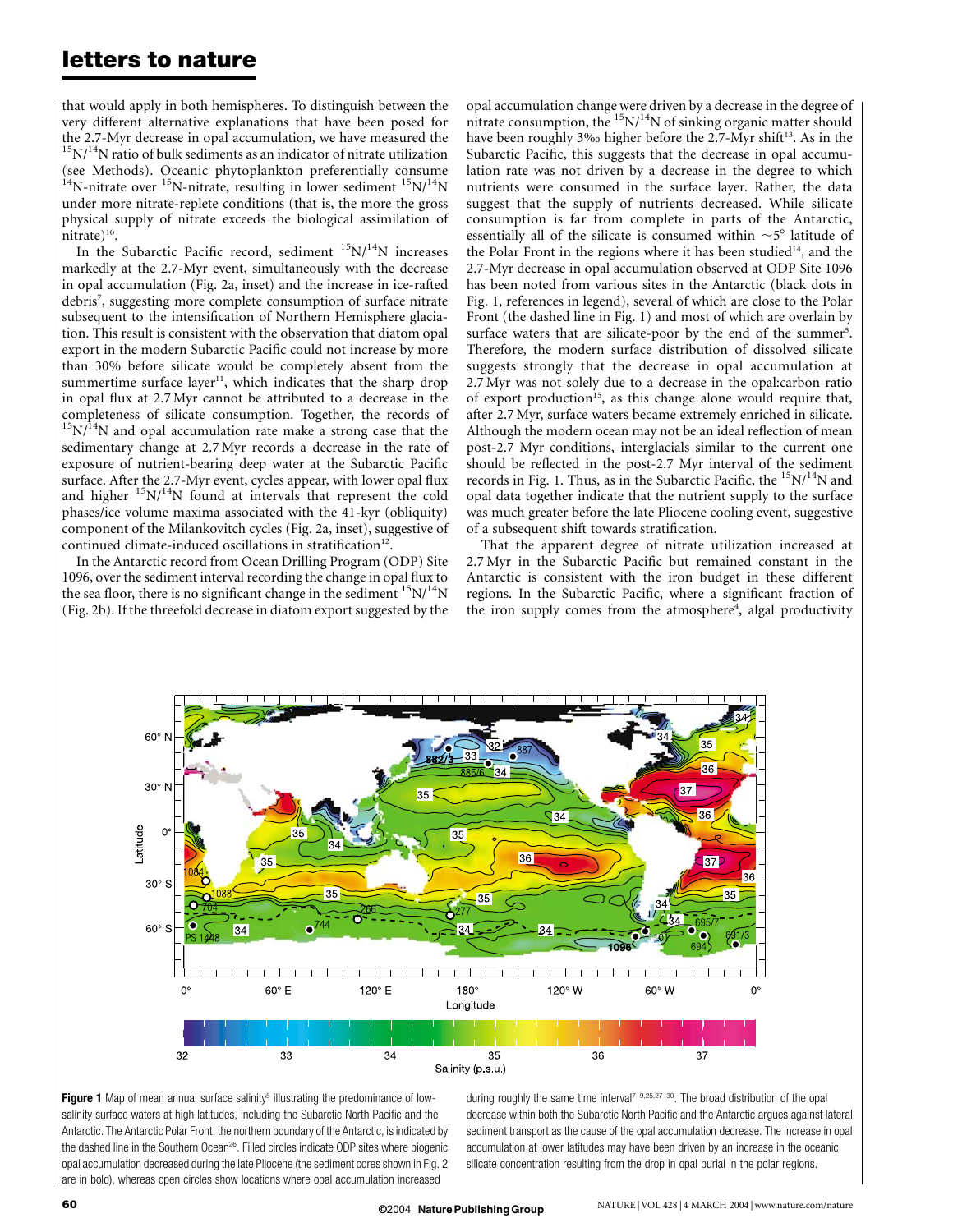that would apply in both hemispheres. To distinguish between the very different alternative explanations that have been posed for the 2.7-Myr decrease in opal accumulation, we have measured the $^{15}N/^{14}N$ ratio of bulk sediments as an indicator of nitrate utilization (see Methods). Oceanic phytoplankton preferentially consume $^{14}N$-nitrate over $^{15}N$-nitrate, resulting in lower sediment $^{15}N/^{14}N$ under more nitrate-replete conditions (that is, the more the gross physical supply of nitrate exceeds the biological assimilation of nitrate)[10].

In the Subarctic Pacific record, sediment $^{15}N/^{14}N$ increases markedly at the 2.7-Myr event, simultaneously with the decrease in opal accumulation (Fig. 2a, inset) and the increase in ice-rafted debris[7], suggesting more complete consumption of surface nitrate subsequent to the intensification of Northern Hemisphere glaciation. This result is consistent with the observation that diatom opal export in the modern Subarctic Pacific could not increase by more than 30% before silicate would be completely absent from the summertime surface layer[11], which indicates that the sharp drop in opal flux at 2.7 Myr cannot be attributed to a decrease in the completeness of silicate consumption. Together, the records of $^{15}N/^{14}N$ and opal accumulation rate make a strong case that the sedimentary change at 2.7 Myr records a decrease in the rate of exposure of nutrient-bearing deep water at the Subarctic Pacific surface. After the 2.7-Myr event, cycles appear, with lower opal flux and higher $^{15}N/^{14}N$ found at intervals that represent the cold phases/ice volume maxima associated with the 41-kyr (obliquity) component of the Milankovitch cycles (Fig. 2a, inset), suggestive of continued climate-induced oscillations in stratification[12].

In the Antarctic record from Ocean Drilling Program (ODP) Site 1096, over the sediment interval recording the change in opal flux to the sea floor, there is no significant change in the sediment $^{15}N/^{14}N$ (Fig. 2b). If the threefold decrease in diatom export suggested by the opal accumulation change were driven by a decrease in the degree of nitrate consumption, the $^{15}N/^{14}N$ of sinking organic matter should have been roughly 3‰ higher before the 2.7-Myr shift[13]. As in the Subarctic Pacific, this suggests that the decrease in opal accumulation rate was not driven by a decrease in the degree to which nutrients were consumed in the surface layer. Rather, the data suggest that the supply of nutrients decreased. While silicate consumption is far from complete in parts of the Antarctic, essentially all of the silicate is consumed within ~5° latitude of the Polar Front in the regions where it has been studied[14], and the 2.7-Myr decrease in opal accumulation observed at ODP Site 1096 has been noted from various sites in the Antarctic (black dots in Fig. 1, references in legend), several of which are close to the Polar Front (the dashed line in Fig. 1) and most of which are overlain by surface waters that are silicate-poor by the end of the summer[5]. Therefore, the modern surface distribution of dissolved silicate suggests strongly that the decrease in opal accumulation at 2.7 Myr was not solely due to a decrease in the opal:carbon ratio of export production[15], as this change alone would require that, after 2.7 Myr, surface waters became extremely enriched in silicate. Although the modern ocean may not be an ideal reflection of mean post-2.7 Myr conditions, interglacials similar to the current one should be reflected in the post-2.7 Myr interval of the sediment records in Fig. 1. Thus, as in the Subarctic Pacific, the $^{15}N/^{14}N$ and opal data together indicate that the nutrient supply to the surface was much greater before the late Pliocene cooling event, suggestive of a subsequent shift towards stratification.

That the apparent degree of nitrate utilization increased at 2.7 Myr in the Subarctic Pacific but remained constant in the Antarctic is consistent with the iron budget in these different regions. In the Subarctic Pacific, where a significant fraction of the iron supply comes from the atmosphere[4], algal productivity

**Figure 1** Map of mean annual surface salinity[5] illustrating the predominance of low-salinity surface waters at high latitudes, including the Subarctic North Pacific and the Antarctic. The Antarctic Polar Front, the northern boundary of the Antarctic, is indicated by the dashed line in the Southern Ocean[26]. Filled circles indicate ODP sites where biogenic opal accumulation decreased during the late Pliocene (the sediment cores shown in Fig. 2 are in bold), whereas open circles show locations where opal accumulation increased during roughly the same time interval[7–9,25,27–30]. The broad distribution of the opal decrease within both the Subarctic North Pacific and the Antarctic argues against lateral sediment transport as the cause of the opal accumulation decrease. The increase in opal accumulation at lower latitudes may have been driven by an increase in the oceanic silicate concentration resulting from the drop in opal burial in the polar regions.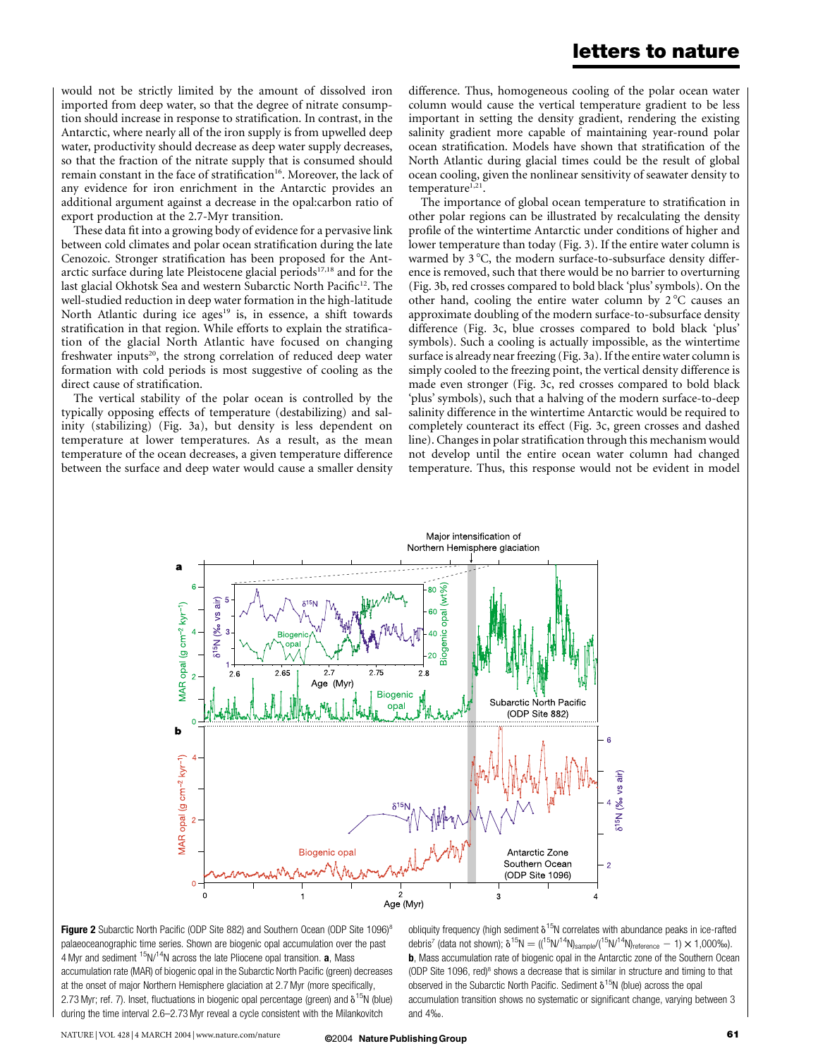would not be strictly limited by the amount of dissolved iron imported from deep water, so that the degree of nitrate consumption should increase in response to stratification. In contrast, in the Antarctic, where nearly all of the iron supply is from upwelled deep water, productivity should decrease as deep water supply decreases, so that the fraction of the nitrate supply that is consumed should remain constant in the face of stratification[16]. Moreover, the lack of any evidence for iron enrichment in the Antarctic provides an additional argument against a decrease in the opal:carbon ratio of export production at the 2.7-Myr transition.

These data fit into a growing body of evidence for a pervasive link between cold climates and polar ocean stratification during the late Cenozoic. Stronger stratification has been proposed for the Antarctic surface during late Pleistocene glacial periods[17,18] and for the last glacial Okhotsk Sea and western Subarctic North Pacific[12]. The well-studied reduction in deep water formation in the high-latitude North Atlantic during ice ages[19] is, in essence, a shift towards stratification in that region. While efforts to explain the stratification of the glacial North Atlantic have focused on changing freshwater inputs[20], the strong correlation of reduced deep water formation with cold periods is most suggestive of cooling as the direct cause of stratification.

The vertical stability of the polar ocean is controlled by the typically opposing effects of temperature (destabilizing) and salinity (stabilizing) (Fig. 3a), but density is less dependent on temperature at lower temperatures. As a result, as the mean temperature of the ocean decreases, a given temperature difference between the surface and deep water would cause a smaller density difference. Thus, homogeneous cooling of the polar ocean water column would cause the vertical temperature gradient to be less important in setting the density gradient, rendering the existing salinity gradient more capable of maintaining year-round polar ocean stratification. Models have shown that stratification of the North Atlantic during glacial times could be the result of global ocean cooling, given the nonlinear sensitivity of seawater density to temperature[1,21].

The importance of global ocean temperature to stratification in other polar regions can be illustrated by recalculating the density profile of the wintertime Antarctic under conditions of higher and lower temperature than today (Fig. 3). If the entire water column is warmed by 3 °C, the modern surface-to-subsurface density difference is removed, such that there would be no barrier to overturning (Fig. 3b, red crosses compared to bold black 'plus' symbols). On the other hand, cooling the entire water column by 2 °C causes an approximate doubling of the modern surface-to-subsurface density difference (Fig. 3c, blue crosses compared to bold black 'plus' symbols). Such a cooling is actually impossible, as the wintertime surface is already near freezing (Fig. 3a). If the entire water column is simply cooled to the freezing point, the vertical density difference is made even stronger (Fig. 3c, red crosses compared to bold black 'plus' symbols), such that a halving of the modern surface-to-deep salinity difference in the wintertime Antarctic would be required to completely counteract its effect (Fig. 3c, green crosses and dashed line). Changes in polar stratification through this mechanism would not develop until the entire ocean water column had changed temperature. Thus, this response would not be evident in model

**Figure 2** Subarctic North Pacific (ODP Site 882) and Southern Ocean (ODP Site 1096)[8] palaeoceanographic time series. Shown are biogenic opal accumulation over the past 4 Myr and sediment $^{15}N/^{14}N$ across the late Pliocene opal transition. **a**, Mass accumulation rate (MAR) of biogenic opal in the Subarctic North Pacific (green) decreases at the onset of major Northern Hemisphere glaciation at 2.7 Myr (more specifically, 2.73 Myr; ref. 7). Inset, fluctuations in biogenic opal percentage (green) and $\delta^{15}N$ (blue) during the time interval 2.6–2.73 Myr reveal a cycle consistent with the Milankovitch obliquity frequency (high sediment $\delta^{15}N$ correlates with abundance peaks in ice-rafted debris[7] (data not shown); $\delta^{15}N = ((^{15}N/^{14}N)_{sample}/(^{15}N/^{14}N)_{reference} - 1) \times 1{,}000$‰). **b**, Mass accumulation rate of biogenic opal in the Antarctic zone of the Southern Ocean (ODP Site 1096, red)[8] shows a decrease that is similar in structure and timing to that observed in the Subarctic North Pacific. Sediment $\delta^{15}N$ (blue) across the opal accumulation transition shows no systematic or significant change, varying between 3 and 4‰.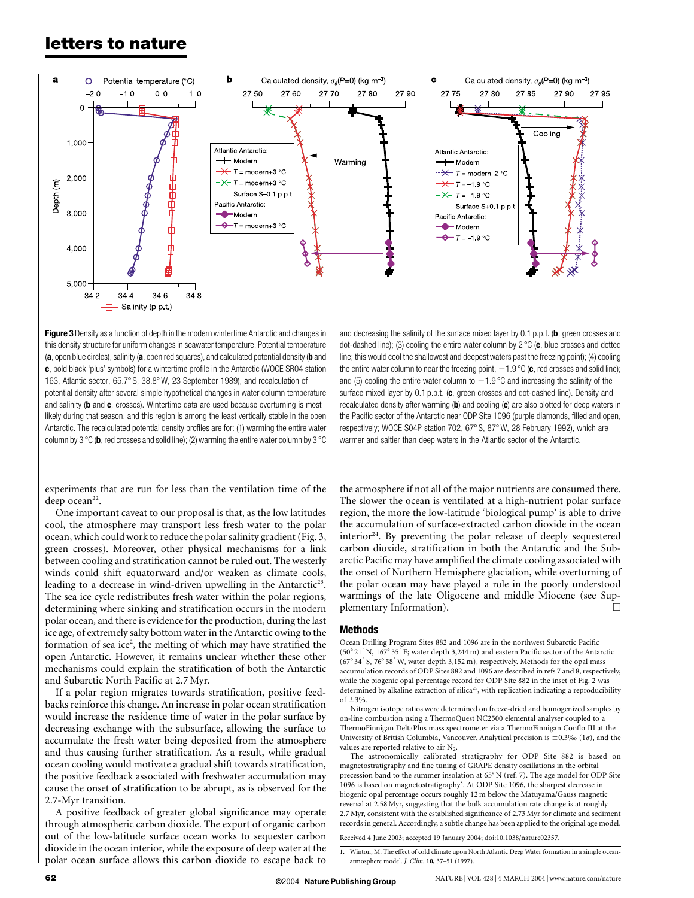**Figure 3** Density as a function of depth in the modern wintertime Antarctic and changes in this density structure for uniform changes in seawater temperature. Potential temperature (**a**, open blue circles), salinity (**a**, open red squares), and calculated potential density (**b** and **c**, bold black 'plus' symbols) for a wintertime profile in the Antarctic (WOCE SR04 station 163, Atlantic sector, 65.7° S, 38.8° W, 23 September 1989), and recalculation of potential density after several simple hypothetical changes in water column temperature and salinity (**b** and **c**, crosses). Wintertime data are used because overturning is most likely during that season, and this region is among the least vertically stable in the open Antarctic. The recalculated potential density profiles are for: (1) warming the entire water column by 3 °C (**b**, red crosses and solid line); (2) warming the entire water column by 3 °C and decreasing the salinity of the surface mixed layer by 0.1 p.p.t. (**b**, green crosses and dot-dashed line); (3) cooling the entire water column by 2 °C (**c**, blue crosses and dotted line; this would cool the shallowest and deepest waters past the freezing point); (4) cooling the entire water column to near the freezing point, −1.9 °C (**c**, red crosses and solid line); and (5) cooling the entire water column to −1.9 °C and increasing the salinity of the surface mixed layer by 0.1 p.p.t. (**c**, green crosses and dot-dashed line). Density and recalculated density after warming (**b**) and cooling (**c**) are also plotted for deep waters in the Pacific sector of the Antarctic near ODP Site 1096 (purple diamonds, filled and open, respectively; WOCE S04P station 702, 67° S, 87° W, 28 February 1992), which are warmer and saltier than deep waters in the Atlantic sector of the Antarctic.

experiments that are run for less than the ventilation time of the deep ocean[22].

One important caveat to our proposal is that, as the low latitudes cool, the atmosphere may transport less fresh water to the polar ocean, which could work to reduce the polar salinity gradient (Fig. 3, green crosses). Moreover, other physical mechanisms for a link between cooling and stratification cannot be ruled out. The westerly winds could shift equatorward and/or weaken as climate cools, leading to a decrease in wind-driven upwelling in the Antarctic[23]. The sea ice cycle redistributes fresh water within the polar regions, determining where sinking and stratification occurs in the modern polar ocean, and there is evidence for the production, during the last ice age, of extremely salty bottom water in the Antarctic owing to the formation of sea ice[2], the melting of which may have stratified the open Antarctic. However, it remains unclear whether these other mechanisms could explain the stratification of both the Antarctic and Subarctic North Pacific at 2.7 Myr.

If a polar region migrates towards stratification, positive feedbacks reinforce this change. An increase in polar ocean stratification would increase the residence time of water in the polar surface by decreasing exchange with the subsurface, allowing the surface to accumulate the fresh water being deposited from the atmosphere and thus causing further stratification. As a result, while gradual ocean cooling would motivate a gradual shift towards stratification, the positive feedback associated with freshwater accumulation may cause the onset of stratification to be abrupt, as is observed for the 2.7-Myr transition.

A positive feedback of greater global significance may operate through atmospheric carbon dioxide. The export of organic carbon out of the low-latitude surface ocean works to sequester carbon dioxide in the ocean interior, while the exposure of deep water at the polar ocean surface allows this carbon dioxide to escape back to the atmosphere if not all of the major nutrients are consumed there. The slower the ocean is ventilated at a high-nutrient polar surface region, the more the low-latitude 'biological pump' is able to drive the accumulation of surface-extracted carbon dioxide in the ocean interior[24]. By preventing the polar release of deeply sequestered carbon dioxide, stratification in both the Antarctic and the Subarctic Pacific may have amplified the climate cooling associated with the onset of Northern Hemisphere glaciation, while overturning of the polar ocean may have played a role in the poorly understood warmings of the late Oligocene and middle Miocene (see Supplementary Information). □

## Methods

Ocean Drilling Program Sites 882 and 1096 are in the northwest Subarctic Pacific (50° 21′ N, 167° 35′ E; water depth 3,244 m) and eastern Pacific sector of the Antarctic (67° 34′ S, 76° 58′ W, water depth 3,152 m), respectively. Methods for the opal mass accumulation records of ODP Sites 882 and 1096 are described in refs 7 and 8, respectively, while the biogenic opal percentage record for ODP Site 882 in the inset of Fig. 2 was determined by alkaline extraction of silica[25], with replication indicating a reproducibility of ±3%.

Nitrogen isotope ratios were determined on freeze-dried and homogenized samples by on-line combustion using a ThermoQuest NC2500 elemental analyser coupled to a ThermoFinnigan DeltaPlus mass spectrometer via a ThermoFinnigan Conflo III at the University of British Columbia, Vancouver. Analytical precision is ±0.3‰ (1σ), and the values are reported relative to air $N_2$.

The astronomically calibrated stratigraphy for ODP Site 882 is based on magnetostratigraphy and fine tuning of GRAPE density oscillations in the orbital precession band to the summer insolation at 65° N (ref. 7). The age model for ODP Site 1096 is based on magnetostratigraphy[8]. At ODP Site 1096, the sharpest decrease in biogenic opal percentage occurs roughly 12 m below the Matuyama/Gauss magnetic reversal at 2.58 Myr, suggesting that the bulk accumulation rate change is at roughly 2.7 Myr, consistent with the established significance of 2.73 Myr for climate and sediment records in general. Accordingly, a subtle change has been applied to the original age model.

Received 4 June 2003; accepted 19 January 2004; doi:10.1038/nature02357.

1. Winton, M. The effect of cold climate upon North Atlantic Deep Water formation in a simple ocean-atmosphere model. *J. Clim.* **10,** 37–51 (1997).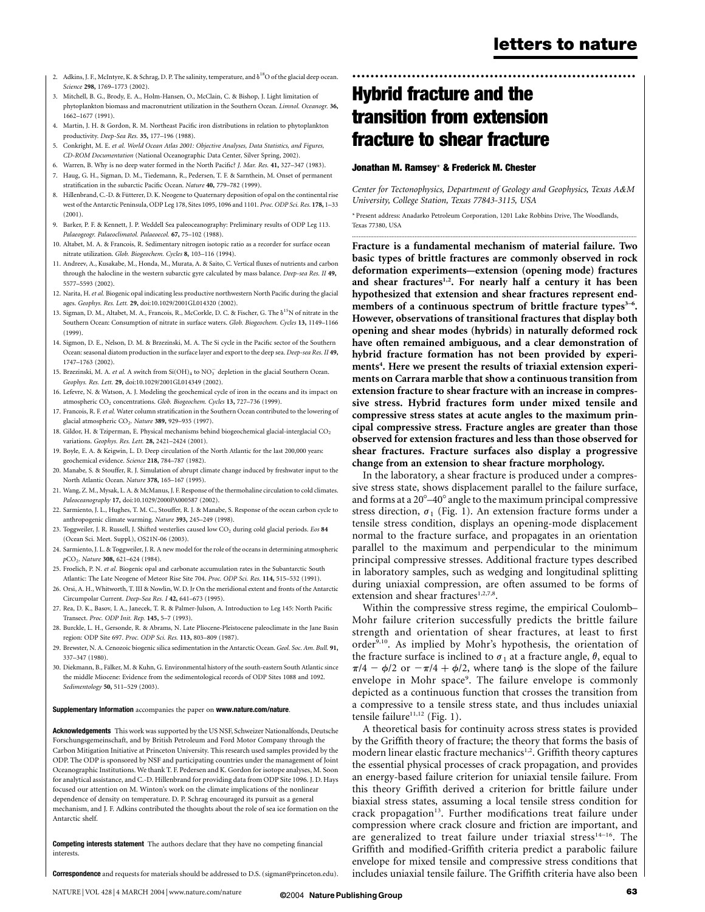2. Adkins, J. F., McIntyre, K. & Schrag, D. P. The salinity, temperature, and $\delta^{18}O$ of the glacial deep ocean. *Science* **298,** 1769–1773 (2002).
3. Mitchell, B. G., Brody, E. A., Holm-Hansen, O., McClain, C. & Bishop, J. Light limitation of phytoplankton biomass and macronutrient utilization in the Southern Ocean. *Limnol. Oceanogr.* **36,** 1662–1677 (1991).
4. Martin, J. H. & Gordon, R. M. Northeast Pacific iron distributions in relation to phytoplankton productivity. *Deep-Sea Res.* **35,** 177–196 (1988).
5. Conkright, M. E. *et al. World Ocean Atlas 2001: Objective Analyses, Data Statistics, and Figures, CD-ROM Documentation* (National Oceanographic Data Center, Silver Spring, 2002).
6. Warren, B. Why is no deep water formed in the North Pacific? *J. Mar. Res.* **41,** 327–347 (1983).
7. Haug, G. H., Sigman, D. M., Tiedemann, R., Pedersen, T. F. & Sarnthein, M. Onset of permanent stratification in the subarctic Pacific Ocean. *Nature* **40,** 779–782 (1999).
8. Hillenbrand, C.-D. & Fütterer, D. K. Neogene to Quaternary deposition of opal on the continental rise west of the Antarctic Peninsula, ODP Leg 178, Sites 1095, 1096 and 1101. *Proc. ODP Sci. Res.* **178,** 1–33 (2001).
9. Barker, P. F. & Kennett, J. P. Weddell Sea paleoceanography: Preliminary results of ODP Leg 113. *Palaeogeogr. Palaeoclimatol. Palaeoecol.* **67,** 75–102 (1988).
10. Altabet, M. A. & Francois, R. Sedimentary nitrogen isotopic ratio as a recorder for surface ocean nitrate utilization. *Glob. Biogeochem. Cycles* **8,** 103–116 (1994).
11. Andreev, A., Kusakabe, M., Honda, M., Murata, A. & Saito, C. Vertical fluxes of nutrients and carbon through the halocline in the western subarctic gyre calculated by mass balance. *Deep-sea Res. II* **49,** 5577–5593 (2002).
12. Narita, H. *et al.* Biogenic opal indicating less productive northwestern North Pacific during the glacial ages. *Geophys. Res. Lett.* **29,** doi:10.1029/2001GL014320 (2002).
13. Sigman, D. M., Altabet, M. A., Francois, R., McCorkle, D. C. & Fischer, G. The $\delta^{15}N$ of nitrate in the Southern Ocean: Consumption of nitrate in surface waters. *Glob. Biogeochem. Cycles* **13,** 1149–1166 (1999).
14. Sigmon, D. E., Nelson, D. M. & Brzezinski, M. A. The Si cycle in the Pacific sector of the Southern Ocean: seasonal diatom production in the surface layer and export to the deep sea. *Deep-sea Res. II* **49,** 1747–1763 (2002).
15. Brzezinski, M. A. *et al.* A switch from $Si(OH)_4$ to $NO_3^-$ depletion in the glacial Southern Ocean. *Geophys. Res. Lett.* **29,** doi:10.1029/2001GL014349 (2002).
16. Lefevre, N. & Watson, A. J. Modeling the geochemical cycle of iron in the oceans and its impact on atmospheric $CO_2$ concentrations. *Glob. Biogeochem. Cycles* **13,** 727–736 (1999).
17. Francois, R. F. *et al.* Water column stratification in the Southern Ocean contributed to the lowering of glacial atmospheric $CO_2$. *Nature* **389,** 929–935 (1997).
18. Gildor, H. & Tziperman, E. Physical mechanisms behind biogeochemical glacial-interglacial $CO_2$ variations. *Geophys. Res. Lett.* **28,** 2421–2424 (2001).
19. Boyle, E. A. & Keigwin, L. D. Deep circulation of the North Atlantic for the last 200,000 years: geochemical evidence. *Science* **218,** 784–787 (1982).
20. Manabe, S. & Stouffer, R. J. Simulation of abrupt climate change induced by freshwater input to the North Atlantic Ocean. *Nature* **378,** 165–167 (1995).
21. Wang, Z. M., Mysak, L. A. & McManus, J. F. Response of the thermohaline circulation to cold climates. *Paleoceanography* **17,** doi:10.1029/2000PA000587 (2002).
22. Sarmiento, J. L., Hughes, T. M. C., Stouffer, R. J. & Manabe, S. Response of the ocean carbon cycle to anthropogenic climate warming. *Nature* **393,** 245–249 (1998).
23. Toggweiler, J. R. Russell, J. Shifted westerlies caused low $CO_2$ during cold glacial periods. *Eos* **84** (Ocean Sci. Meet. Suppl.), OS21N-06 (2003).
24. Sarmiento, J. L. & Toggweiler, J. R. A new model for the role of the oceans in determining atmospheric $pCO_2$. *Nature* **308,** 621–624 (1984).
25. Froelich, P. N. *et al.* Biogenic opal and carbonate accumulation rates in the Subantarctic South Atlantic: The Late Neogene of Meteor Rise Site 704. *Proc. ODP Sci. Res.* **114,** 515–532 (1991).
26. Orsi, A. H., Whitworth, T. III & Nowlin, W. D. Jr On the meridional extent and fronts of the Antarctic Circumpolar Current. *Deep-Sea Res. I* **42,** 641–673 (1995).
27. Rea, D. K., Basov, I. A., Janecek, T. R. & Palmer-Julson, A. Introduction to Leg 145: North Pacific Transect. *Proc. ODP Init. Rep.* **145,** 5–7 (1993).
28. Burckle, L. H., Gersonde, R. & Abrams, N. Late Pliocene-Pleistocene paleoclimate in the Jane Basin region: ODP Site 697. *Proc. ODP Sci. Res.* **113,** 803–809 (1987).
29. Brewster, N. A. Cenozoic biogenic silica sedimentation in the Antarctic Ocean. *Geol. Soc. Am. Bull.* **91,** 337–347 (1980).
30. Diekmann, B., Fälker, M. & Kuhn, G. Environmental history of the south-eastern South Atlantic since the middle Miocene: Evidence from the sedimentological records of ODP Sites 1088 and 1092. *Sedimentology* **50,** 511–529 (2003).

**Supplementary Information** accompanies the paper on **www.nature.com/nature**.

**Acknowledgements** This work was supported by the US NSF, Schweizer Nationalfonds, Deutsche Forschungsgemeinschaft, and by British Petroleum and Ford Motor Company through the Carbon Mitigation Initiative at Princeton University. This research used samples provided by the ODP. The ODP is sponsored by NSF and participating countries under the management of Joint Oceanographic Institutions. We thank T. F. Pedersen and K. Gordon for isotope analyses, M. Soon for analytical assistance, and C.-D. Hillenbrand for providing data from ODP Site 1096. J. D. Hays focused our attention on M. Winton's work on the climate implications of the nonlinear dependence of density on temperature. D. P. Schrag encouraged its pursuit as a general mechanism, and J. F. Adkins contributed the thoughts about the role of sea ice formation on the Antarctic shelf.

**Competing interests statement** The authors declare that they have no competing financial interests.

**Correspondence** and requests for materials should be addressed to D.S. (sigman@princeton.edu).

# Hybrid fracture and the transition from extension fracture to shear fracture

**Jonathan M. Ramsey\* & Frederick M. Chester**

*Center for Tectonophysics, Department of Geology and Geophysics, Texas A&M University, College Station, Texas 77843-3115, USA*

\* Present address: Anadarko Petroleum Corporation, 1201 Lake Robbins Drive, The Woodlands, Texas 77380, USA

**Fracture is a fundamental mechanism of material failure. Two basic types of brittle fractures are commonly observed in rock deformation experiments—extension (opening mode) fractures and shear fractures[1,2]. For nearly half a century it has been hypothesized that extension and shear fractures represent end-members of a continuous spectrum of brittle fracture types[3–6]. However, observations of transitional fractures that display both opening and shear modes (hybrids) in naturally deformed rock have often remained ambiguous, and a clear demonstration of hybrid fracture formation has not been provided by experiments[4]. Here we present the results of triaxial extension experiments on Carrara marble that show a continuous transition from extension fracture to shear fracture with an increase in compressive stress. Hybrid fractures form under mixed tensile and compressive stress states at acute angles to the maximum principal compressive stress. Fracture angles are greater than those observed for extension fractures and less than those observed for shear fractures. Fracture surfaces also display a progressive change from an extension to shear fracture morphology.**

In the laboratory, a shear fracture is produced under a compressive stress state, shows displacement parallel to the failure surface, and forms at a 20°–40° angle to the maximum principal compressive stress direction, $\sigma_1$ (Fig. 1). An extension fracture forms under a tensile stress condition, displays an opening-mode displacement normal to the fracture surface, and propagates in an orientation parallel to the maximum and perpendicular to the minimum principal compressive stresses. Additional fracture types described in laboratory samples, such as wedging and longitudinal splitting during uniaxial compression, are often assumed to be forms of extension and shear fractures[1,2,7,8].

Within the compressive stress regime, the empirical Coulomb–Mohr failure criterion successfully predicts the brittle failure strength and orientation of shear fractures, at least to first order[9,10]. As implied by Mohr's hypothesis, the orientation of the fracture surface is inclined to $\sigma_1$ at a fracture angle, $\theta$, equal to $\pi/4 - \phi/2$ or $-\pi/4 + \phi/2$, where $\tan\phi$ is the slope of the failure envelope in Mohr space[9]. The failure envelope is commonly depicted as a continuous function that crosses the transition from a compressive to a tensile stress state, and thus includes uniaxial tensile failure[11,12] (Fig. 1).

A theoretical basis for continuity across stress states is provided by the Griffith theory of fracture; the theory that forms the basis of modern linear elastic fracture mechanics[1,2]. Griffith theory captures the essential physical processes of crack propagation, and provides an energy-based failure criterion for uniaxial tensile failure. From this theory Griffith derived a criterion for brittle failure under biaxial stress states, assuming a local tensile stress condition for crack propagation[13]. Further modifications treat failure under compression where crack closure and friction are important, and are generalized to treat failure under triaxial stress[14–16]. The Griffith and modified-Griffith criteria predict a parabolic failure envelope for mixed tensile and compressive stress conditions that includes uniaxial tensile failure. The Griffith criteria have also been